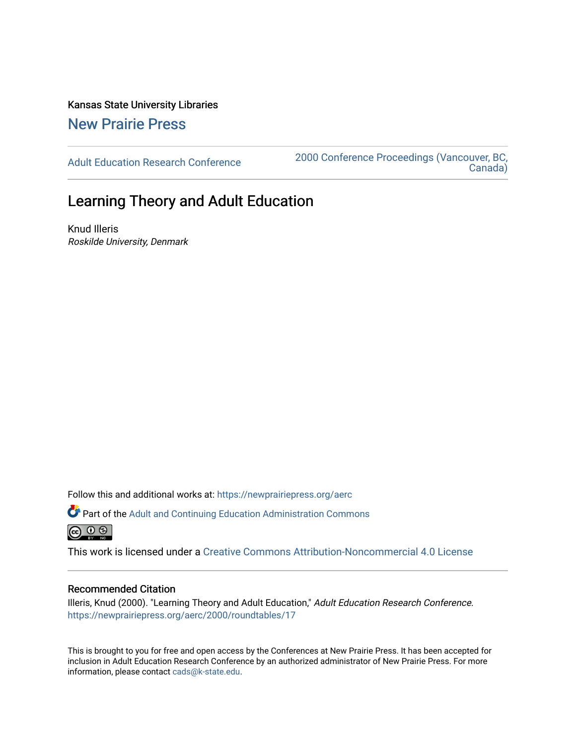Kansas State University Libraries

## New Prairie Press

Adult Education Research Conference

2000 Conference Proceedings (Vancouver, BC, Canada)

# Learning Theory and Adult Education

Knud Illeris

*Roskilde University, Denmark*

Follow this and additional works at: https://newprairiepress.org/aerc

Part of the Adult and Continuing Education Administration Commons

This work is licensed under a Creative Commons Attribution-Noncommercial 4.0 License

### Recommended Citation

Illeris, Knud (2000). "Learning Theory and Adult Education," *Adult Education Research Conference*. https://newprairiepress.org/aerc/2000/roundtables/17

This is brought to you for free and open access by the Conferences at New Prairie Press. It has been accepted for inclusion in Adult Education Research Conference by an authorized administrator of New Prairie Press. For more information, please contact cads@k-state.edu.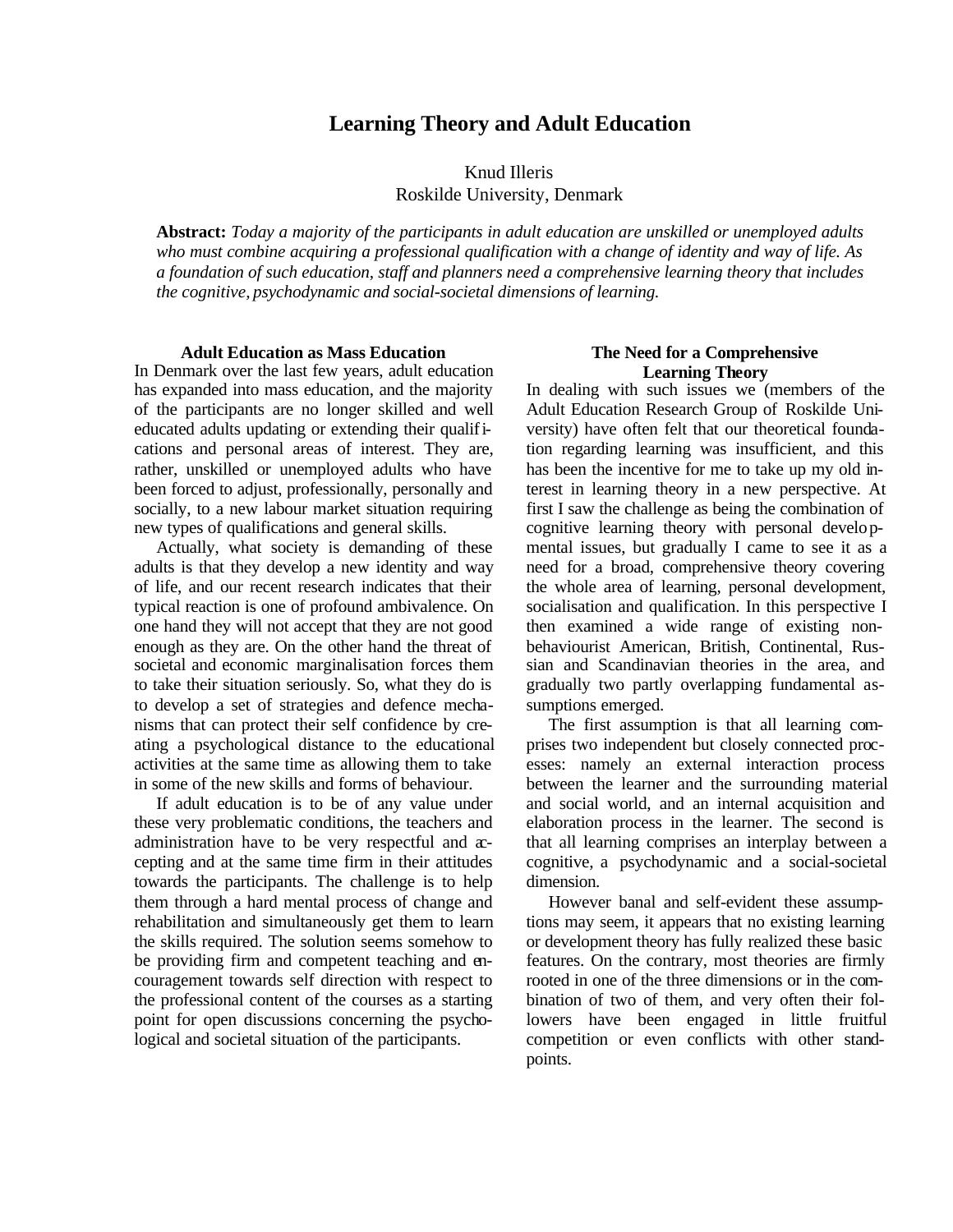# Learning Theory and Adult Education

Knud Illeris
Roskilde University, Denmark

**Abstract:** *Today a majority of the participants in adult education are unskilled or unemployed adults who must combine acquiring a professional qualification with a change of identity and way of life. As a foundation of such education, staff and planners need a comprehensive learning theory that includes the cognitive, psychodynamic and social-societal dimensions of learning.*

## Adult Education as Mass Education

In Denmark over the last few years, adult education has expanded into mass education, and the majority of the participants are no longer skilled and well educated adults updating or extending their qualifications and personal areas of interest. They are, rather, unskilled or unemployed adults who have been forced to adjust, professionally, personally and socially, to a new labour market situation requiring new types of qualifications and general skills.

Actually, what society is demanding of these adults is that they develop a new identity and way of life, and our recent research indicates that their typical reaction is one of profound ambivalence. On one hand they will not accept that they are not good enough as they are. On the other hand the threat of societal and economic marginalisation forces them to take their situation seriously. So, what they do is to develop a set of strategies and defence mechanisms that can protect their self confidence by creating a psychological distance to the educational activities at the same time as allowing them to take in some of the new skills and forms of behaviour.

If adult education is to be of any value under these very problematic conditions, the teachers and administration have to be very respectful and accepting and at the same time firm in their attitudes towards the participants. The challenge is to help them through a hard mental process of change and rehabilitation and simultaneously get them to learn the skills required. The solution seems somehow to be providing firm and competent teaching and encouragement towards self direction with respect to the professional content of the courses as a starting point for open discussions concerning the psychological and societal situation of the participants.

## The Need for a Comprehensive Learning Theory

In dealing with such issues we (members of the Adult Education Research Group of Roskilde University) have often felt that our theoretical foundation regarding learning was insufficient, and this has been the incentive for me to take up my old interest in learning theory in a new perspective. At first I saw the challenge as being the combination of cognitive learning theory with personal developmental issues, but gradually I came to see it as a need for a broad, comprehensive theory covering the whole area of learning, personal development, socialisation and qualification. In this perspective I then examined a wide range of existing non-behaviourist American, British, Continental, Russian and Scandinavian theories in the area, and gradually two partly overlapping fundamental assumptions emerged.

The first assumption is that all learning comprises two independent but closely connected processes: namely an external interaction process between the learner and the surrounding material and social world, and an internal acquisition and elaboration process in the learner. The second is that all learning comprises an interplay between a cognitive, a psychodynamic and a social-societal dimension.

However banal and self-evident these assumptions may seem, it appears that no existing learning or development theory has fully realized these basic features. On the contrary, most theories are firmly rooted in one of the three dimensions or in the combination of two of them, and very often their followers have been engaged in little fruitful competition or even conflicts with other standpoints.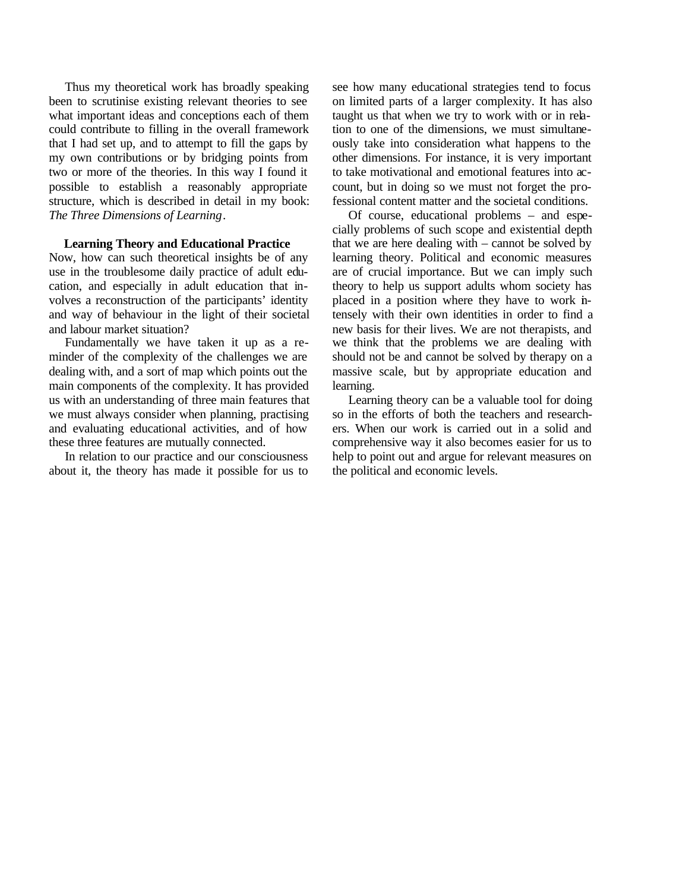Thus my theoretical work has broadly speaking been to scrutinise existing relevant theories to see what important ideas and conceptions each of them could contribute to filling in the overall framework that I had set up, and to attempt to fill the gaps by my own contributions or by bridging points from two or more of the theories. In this way I found it possible to establish a reasonably appropriate structure, which is described in detail in my book: *The Three Dimensions of Learning*.

### Learning Theory and Educational Practice

Now, how can such theoretical insights be of any use in the troublesome daily practice of adult education, and especially in adult education that involves a reconstruction of the participants' identity and way of behaviour in the light of their societal and labour market situation?

Fundamentally we have taken it up as a reminder of the complexity of the challenges we are dealing with, and a sort of map which points out the main components of the complexity. It has provided us with an understanding of three main features that we must always consider when planning, practising and evaluating educational activities, and of how these three features are mutually connected.

In relation to our practice and our consciousness about it, the theory has made it possible for us to see how many educational strategies tend to focus on limited parts of a larger complexity. It has also taught us that when we try to work with or in relation to one of the dimensions, we must simultaneously take into consideration what happens to the other dimensions. For instance, it is very important to take motivational and emotional features into account, but in doing so we must not forget the professional content matter and the societal conditions.

Of course, educational problems – and especially problems of such scope and existential depth that we are here dealing with – cannot be solved by learning theory. Political and economic measures are of crucial importance. But we can imply such theory to help us support adults whom society has placed in a position where they have to work intensely with their own identities in order to find a new basis for their lives. We are not therapists, and we think that the problems we are dealing with should not be and cannot be solved by therapy on a massive scale, but by appropriate education and learning.

Learning theory can be a valuable tool for doing so in the efforts of both the teachers and researchers. When our work is carried out in a solid and comprehensive way it also becomes easier for us to help to point out and argue for relevant measures on the political and economic levels.